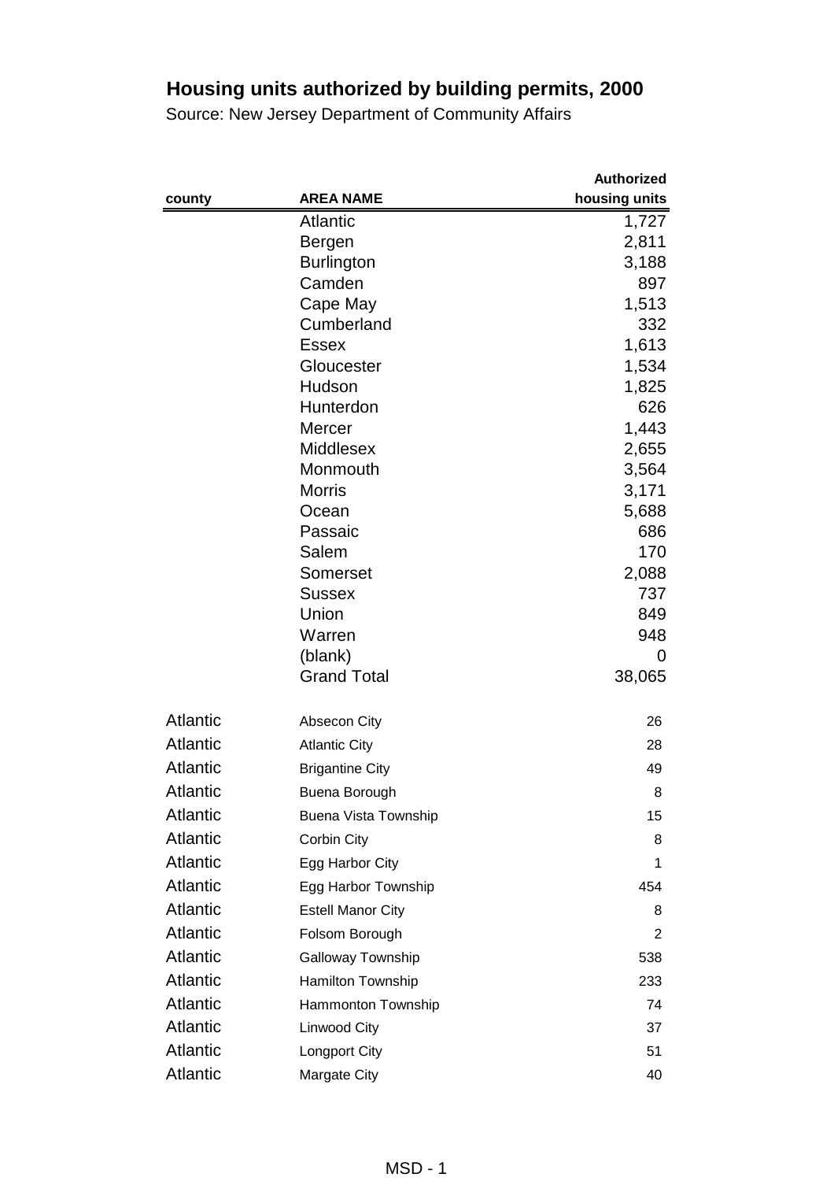# Housing units authorized by building permits, 2000

Source: New Jersey Department of Community Affairs

| county | AREA NAME | Authorized housing units |
|---|---|---|
| | Atlantic | 1,727 |
| | Bergen | 2,811 |
| | Burlington | 3,188 |
| | Camden | 897 |
| | Cape May | 1,513 |
| | Cumberland | 332 |
| | Essex | 1,613 |
| | Gloucester | 1,534 |
| | Hudson | 1,825 |
| | Hunterdon | 626 |
| | Mercer | 1,443 |
| | Middlesex | 2,655 |
| | Monmouth | 3,564 |
| | Morris | 3,171 |
| | Ocean | 5,688 |
| | Passaic | 686 |
| | Salem | 170 |
| | Somerset | 2,088 |
| | Sussex | 737 |
| | Union | 849 |
| | Warren | 948 |
| | (blank) | 0 |
| | Grand Total | 38,065 |
| Atlantic | Absecon City | 26 |
| Atlantic | Atlantic City | 28 |
| Atlantic | Brigantine City | 49 |
| Atlantic | Buena Borough | 8 |
| Atlantic | Buena Vista Township | 15 |
| Atlantic | Corbin City | 8 |
| Atlantic | Egg Harbor City | 1 |
| Atlantic | Egg Harbor Township | 454 |
| Atlantic | Estell Manor City | 8 |
| Atlantic | Folsom Borough | 2 |
| Atlantic | Galloway Township | 538 |
| Atlantic | Hamilton Township | 233 |
| Atlantic | Hammonton Township | 74 |
| Atlantic | Linwood City | 37 |
| Atlantic | Longport City | 51 |
| Atlantic | Margate City | 40 |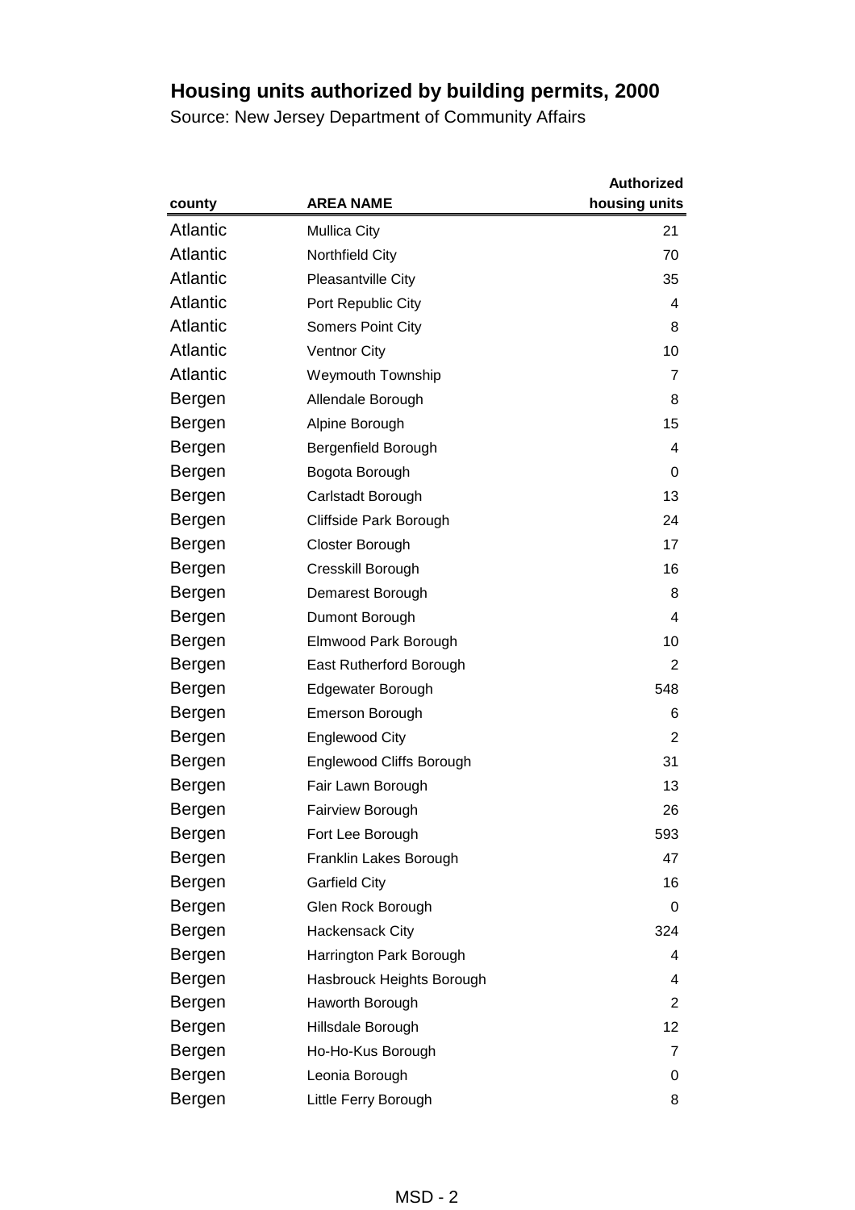# Housing units authorized by building permits, 2000

Source: New Jersey Department of Community Affairs

| county | AREA NAME | Authorized housing units |
|---|---|---|
| Atlantic | Mullica City | 21 |
| Atlantic | Northfield City | 70 |
| Atlantic | Pleasantville City | 35 |
| Atlantic | Port Republic City | 4 |
| Atlantic | Somers Point City | 8 |
| Atlantic | Ventnor City | 10 |
| Atlantic | Weymouth Township | 7 |
| Bergen | Allendale Borough | 8 |
| Bergen | Alpine Borough | 15 |
| Bergen | Bergenfield Borough | 4 |
| Bergen | Bogota Borough | 0 |
| Bergen | Carlstadt Borough | 13 |
| Bergen | Cliffside Park Borough | 24 |
| Bergen | Closter Borough | 17 |
| Bergen | Cresskill Borough | 16 |
| Bergen | Demarest Borough | 8 |
| Bergen | Dumont Borough | 4 |
| Bergen | Elmwood Park Borough | 10 |
| Bergen | East Rutherford Borough | 2 |
| Bergen | Edgewater Borough | 548 |
| Bergen | Emerson Borough | 6 |
| Bergen | Englewood City | 2 |
| Bergen | Englewood Cliffs Borough | 31 |
| Bergen | Fair Lawn Borough | 13 |
| Bergen | Fairview Borough | 26 |
| Bergen | Fort Lee Borough | 593 |
| Bergen | Franklin Lakes Borough | 47 |
| Bergen | Garfield City | 16 |
| Bergen | Glen Rock Borough | 0 |
| Bergen | Hackensack City | 324 |
| Bergen | Harrington Park Borough | 4 |
| Bergen | Hasbrouck Heights Borough | 4 |
| Bergen | Haworth Borough | 2 |
| Bergen | Hillsdale Borough | 12 |
| Bergen | Ho-Ho-Kus Borough | 7 |
| Bergen | Leonia Borough | 0 |
| Bergen | Little Ferry Borough | 8 |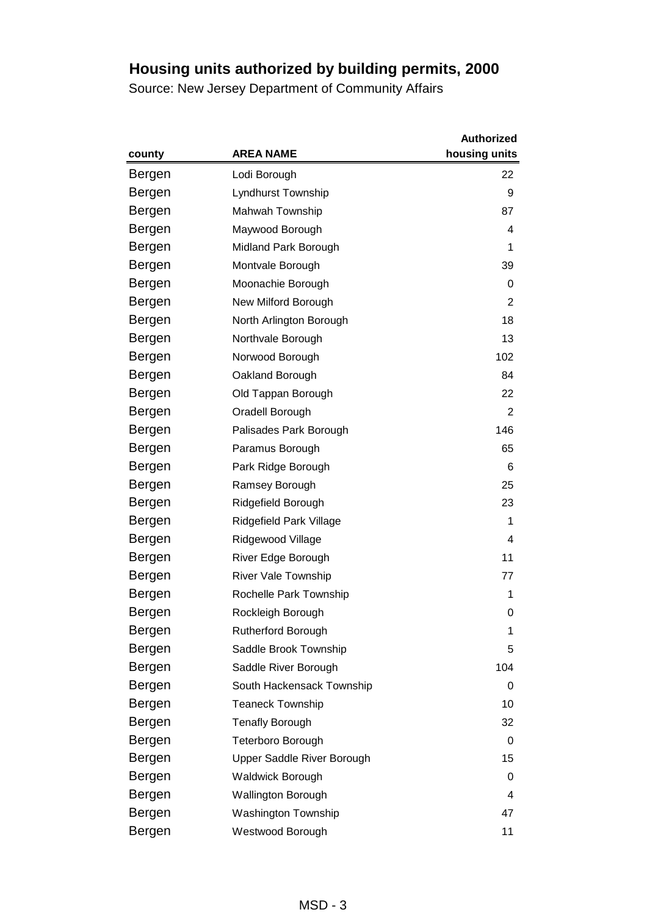# Housing units authorized by building permits, 2000

Source: New Jersey Department of Community Affairs

| county | AREA NAME | Authorized housing units |
|---|---|---|
| Bergen | Lodi Borough | 22 |
| Bergen | Lyndhurst Township | 9 |
| Bergen | Mahwah Township | 87 |
| Bergen | Maywood Borough | 4 |
| Bergen | Midland Park Borough | 1 |
| Bergen | Montvale Borough | 39 |
| Bergen | Moonachie Borough | 0 |
| Bergen | New Milford Borough | 2 |
| Bergen | North Arlington Borough | 18 |
| Bergen | Northvale Borough | 13 |
| Bergen | Norwood Borough | 102 |
| Bergen | Oakland Borough | 84 |
| Bergen | Old Tappan Borough | 22 |
| Bergen | Oradell Borough | 2 |
| Bergen | Palisades Park Borough | 146 |
| Bergen | Paramus Borough | 65 |
| Bergen | Park Ridge Borough | 6 |
| Bergen | Ramsey Borough | 25 |
| Bergen | Ridgefield Borough | 23 |
| Bergen | Ridgefield Park Village | 1 |
| Bergen | Ridgewood Village | 4 |
| Bergen | River Edge Borough | 11 |
| Bergen | River Vale Township | 77 |
| Bergen | Rochelle Park Township | 1 |
| Bergen | Rockleigh Borough | 0 |
| Bergen | Rutherford Borough | 1 |
| Bergen | Saddle Brook Township | 5 |
| Bergen | Saddle River Borough | 104 |
| Bergen | South Hackensack Township | 0 |
| Bergen | Teaneck Township | 10 |
| Bergen | Tenafly Borough | 32 |
| Bergen | Teterboro Borough | 0 |
| Bergen | Upper Saddle River Borough | 15 |
| Bergen | Waldwick Borough | 0 |
| Bergen | Wallington Borough | 4 |
| Bergen | Washington Township | 47 |
| Bergen | Westwood Borough | 11 |

MSD - 3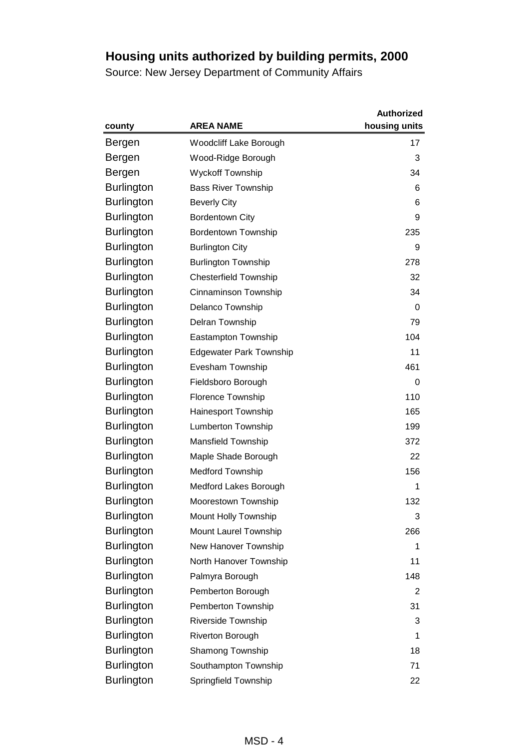# Housing units authorized by building permits, 2000

Source: New Jersey Department of Community Affairs

| county | AREA NAME | Authorized housing units |
|---|---|---|
| Bergen | Woodcliff Lake Borough | 17 |
| Bergen | Wood-Ridge Borough | 3 |
| Bergen | Wyckoff Township | 34 |
| Burlington | Bass River Township | 6 |
| Burlington | Beverly City | 6 |
| Burlington | Bordentown City | 9 |
| Burlington | Bordentown Township | 235 |
| Burlington | Burlington City | 9 |
| Burlington | Burlington Township | 278 |
| Burlington | Chesterfield Township | 32 |
| Burlington | Cinnaminson Township | 34 |
| Burlington | Delanco Township | 0 |
| Burlington | Delran Township | 79 |
| Burlington | Eastampton Township | 104 |
| Burlington | Edgewater Park Township | 11 |
| Burlington | Evesham Township | 461 |
| Burlington | Fieldsboro Borough | 0 |
| Burlington | Florence Township | 110 |
| Burlington | Hainesport Township | 165 |
| Burlington | Lumberton Township | 199 |
| Burlington | Mansfield Township | 372 |
| Burlington | Maple Shade Borough | 22 |
| Burlington | Medford Township | 156 |
| Burlington | Medford Lakes Borough | 1 |
| Burlington | Moorestown Township | 132 |
| Burlington | Mount Holly Township | 3 |
| Burlington | Mount Laurel Township | 266 |
| Burlington | New Hanover Township | 1 |
| Burlington | North Hanover Township | 11 |
| Burlington | Palmyra Borough | 148 |
| Burlington | Pemberton Borough | 2 |
| Burlington | Pemberton Township | 31 |
| Burlington | Riverside Township | 3 |
| Burlington | Riverton Borough | 1 |
| Burlington | Shamong Township | 18 |
| Burlington | Southampton Township | 71 |
| Burlington | Springfield Township | 22 |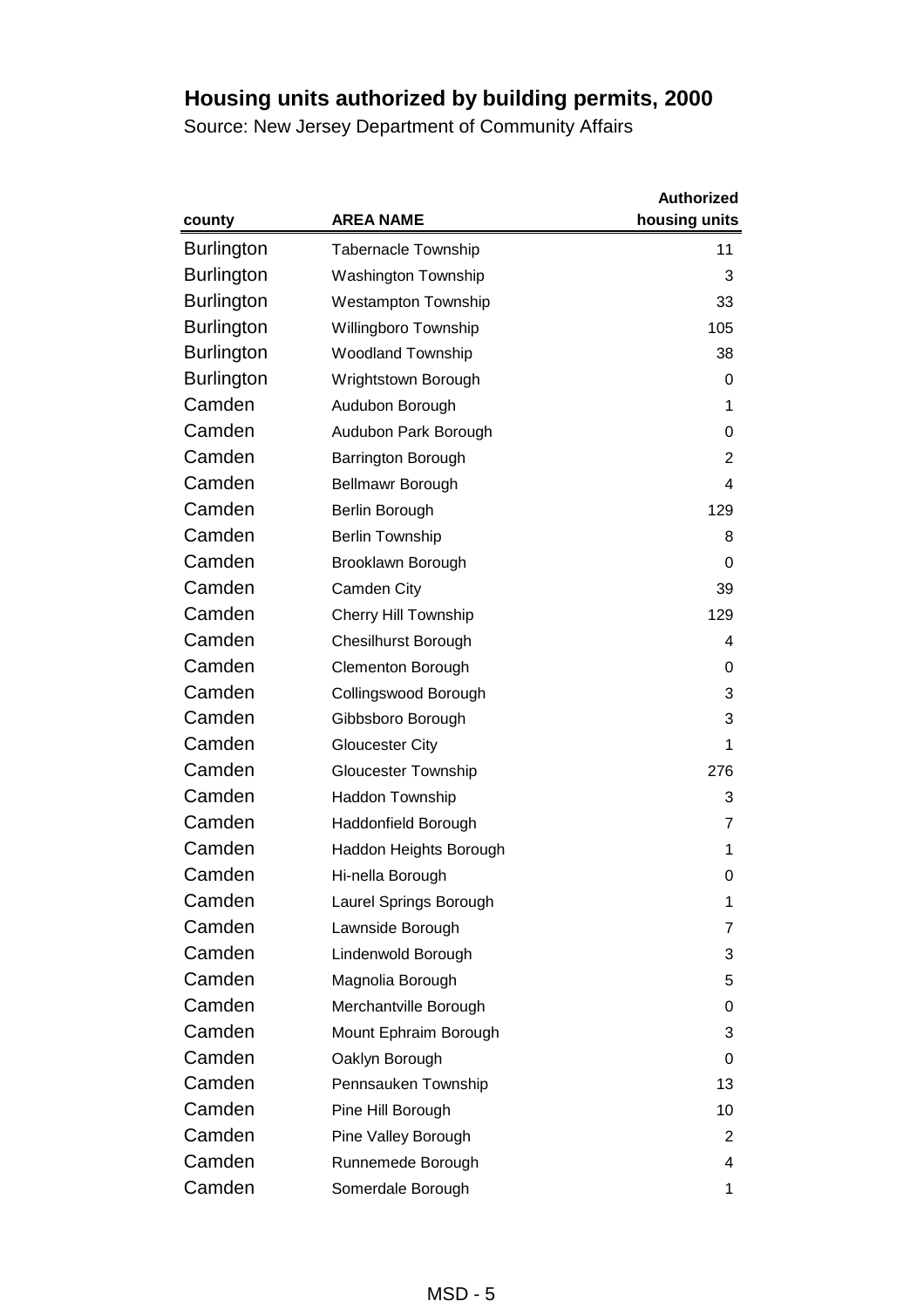## Housing units authorized by building permits, 2000

Source: New Jersey Department of Community Affairs

| county | AREA NAME | Authorized housing units |
|---|---|---|
| Burlington | Tabernacle Township | 11 |
| Burlington | Washington Township | 3 |
| Burlington | Westampton Township | 33 |
| Burlington | Willingboro Township | 105 |
| Burlington | Woodland Township | 38 |
| Burlington | Wrightstown Borough | 0 |
| Camden | Audubon Borough | 1 |
| Camden | Audubon Park Borough | 0 |
| Camden | Barrington Borough | 2 |
| Camden | Bellmawr Borough | 4 |
| Camden | Berlin Borough | 129 |
| Camden | Berlin Township | 8 |
| Camden | Brooklawn Borough | 0 |
| Camden | Camden City | 39 |
| Camden | Cherry Hill Township | 129 |
| Camden | Chesilhurst Borough | 4 |
| Camden | Clementon Borough | 0 |
| Camden | Collingswood Borough | 3 |
| Camden | Gibbsboro Borough | 3 |
| Camden | Gloucester City | 1 |
| Camden | Gloucester Township | 276 |
| Camden | Haddon Township | 3 |
| Camden | Haddonfield Borough | 7 |
| Camden | Haddon Heights Borough | 1 |
| Camden | Hi-nella Borough | 0 |
| Camden | Laurel Springs Borough | 1 |
| Camden | Lawnside Borough | 7 |
| Camden | Lindenwold Borough | 3 |
| Camden | Magnolia Borough | 5 |
| Camden | Merchantville Borough | 0 |
| Camden | Mount Ephraim Borough | 3 |
| Camden | Oaklyn Borough | 0 |
| Camden | Pennsauken Township | 13 |
| Camden | Pine Hill Borough | 10 |
| Camden | Pine Valley Borough | 2 |
| Camden | Runnemede Borough | 4 |
| Camden | Somerdale Borough | 1 |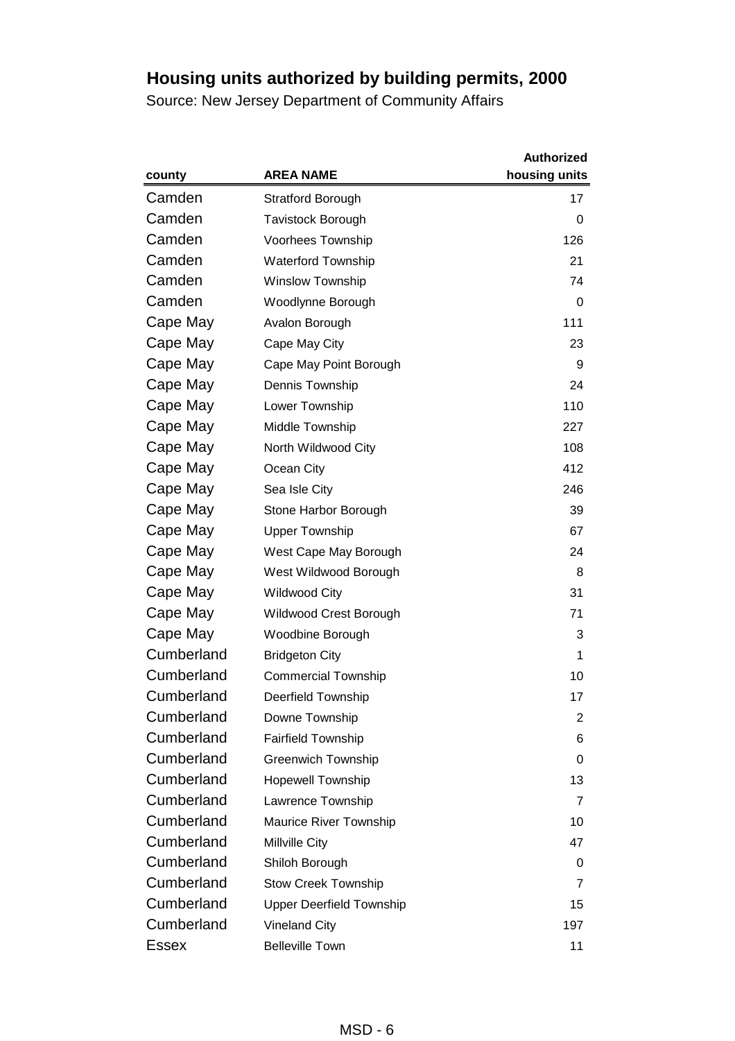# Housing units authorized by building permits, 2000

Source: New Jersey Department of Community Affairs

| county | AREA NAME | Authorized housing units |
|---|---|---|
| Camden | Stratford Borough | 17 |
| Camden | Tavistock Borough | 0 |
| Camden | Voorhees Township | 126 |
| Camden | Waterford Township | 21 |
| Camden | Winslow Township | 74 |
| Camden | Woodlynne Borough | 0 |
| Cape May | Avalon Borough | 111 |
| Cape May | Cape May City | 23 |
| Cape May | Cape May Point Borough | 9 |
| Cape May | Dennis Township | 24 |
| Cape May | Lower Township | 110 |
| Cape May | Middle Township | 227 |
| Cape May | North Wildwood City | 108 |
| Cape May | Ocean City | 412 |
| Cape May | Sea Isle City | 246 |
| Cape May | Stone Harbor Borough | 39 |
| Cape May | Upper Township | 67 |
| Cape May | West Cape May Borough | 24 |
| Cape May | West Wildwood Borough | 8 |
| Cape May | Wildwood City | 31 |
| Cape May | Wildwood Crest Borough | 71 |
| Cape May | Woodbine Borough | 3 |
| Cumberland | Bridgeton City | 1 |
| Cumberland | Commercial Township | 10 |
| Cumberland | Deerfield Township | 17 |
| Cumberland | Downe Township | 2 |
| Cumberland | Fairfield Township | 6 |
| Cumberland | Greenwich Township | 0 |
| Cumberland | Hopewell Township | 13 |
| Cumberland | Lawrence Township | 7 |
| Cumberland | Maurice River Township | 10 |
| Cumberland | Millville City | 47 |
| Cumberland | Shiloh Borough | 0 |
| Cumberland | Stow Creek Township | 7 |
| Cumberland | Upper Deerfield Township | 15 |
| Cumberland | Vineland City | 197 |
| Essex | Belleville Town | 11 |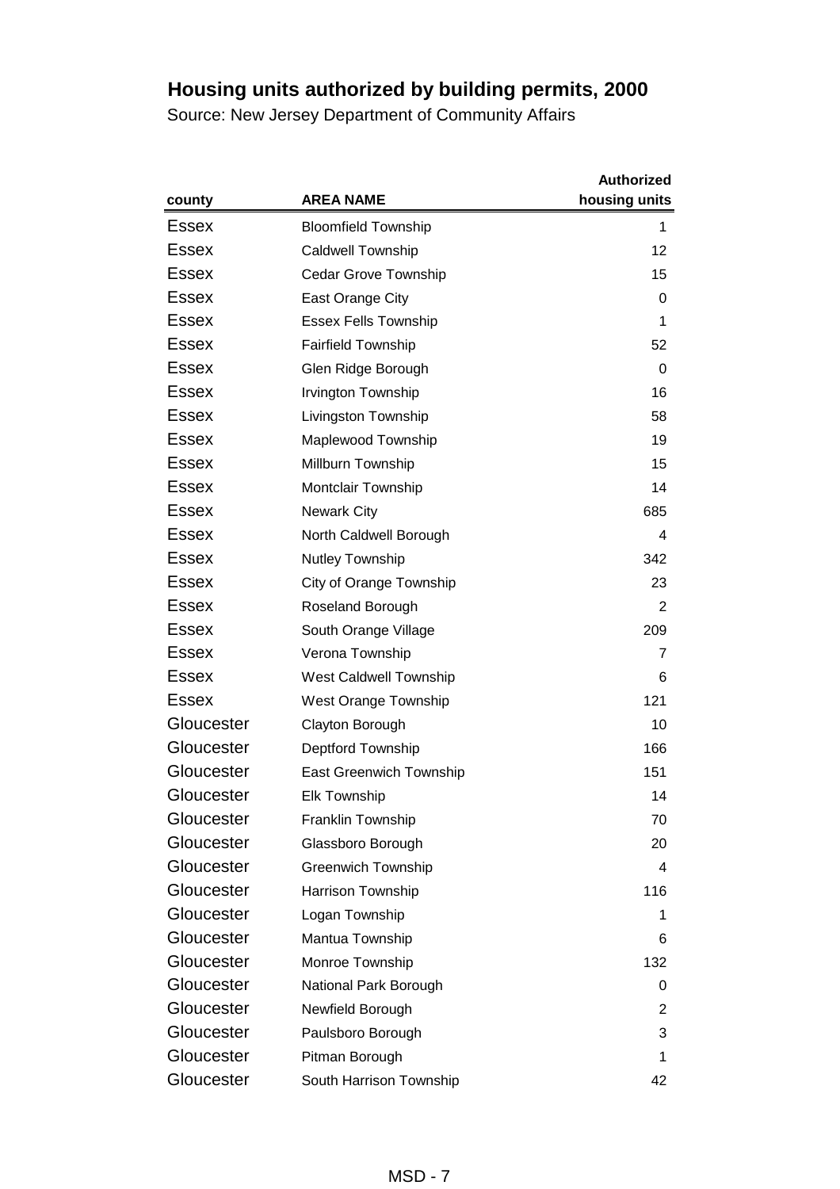# Housing units authorized by building permits, 2000

Source: New Jersey Department of Community Affairs

| county | AREA NAME | Authorized housing units |
|---|---|---|
| Essex | Bloomfield Township | 1 |
| Essex | Caldwell Township | 12 |
| Essex | Cedar Grove Township | 15 |
| Essex | East Orange City | 0 |
| Essex | Essex Fells Township | 1 |
| Essex | Fairfield Township | 52 |
| Essex | Glen Ridge Borough | 0 |
| Essex | Irvington Township | 16 |
| Essex | Livingston Township | 58 |
| Essex | Maplewood Township | 19 |
| Essex | Millburn Township | 15 |
| Essex | Montclair Township | 14 |
| Essex | Newark City | 685 |
| Essex | North Caldwell Borough | 4 |
| Essex | Nutley Township | 342 |
| Essex | City of Orange Township | 23 |
| Essex | Roseland Borough | 2 |
| Essex | South Orange Village | 209 |
| Essex | Verona Township | 7 |
| Essex | West Caldwell Township | 6 |
| Essex | West Orange Township | 121 |
| Gloucester | Clayton Borough | 10 |
| Gloucester | Deptford Township | 166 |
| Gloucester | East Greenwich Township | 151 |
| Gloucester | Elk Township | 14 |
| Gloucester | Franklin Township | 70 |
| Gloucester | Glassboro Borough | 20 |
| Gloucester | Greenwich Township | 4 |
| Gloucester | Harrison Township | 116 |
| Gloucester | Logan Township | 1 |
| Gloucester | Mantua Township | 6 |
| Gloucester | Monroe Township | 132 |
| Gloucester | National Park Borough | 0 |
| Gloucester | Newfield Borough | 2 |
| Gloucester | Paulsboro Borough | 3 |
| Gloucester | Pitman Borough | 1 |
| Gloucester | South Harrison Township | 42 |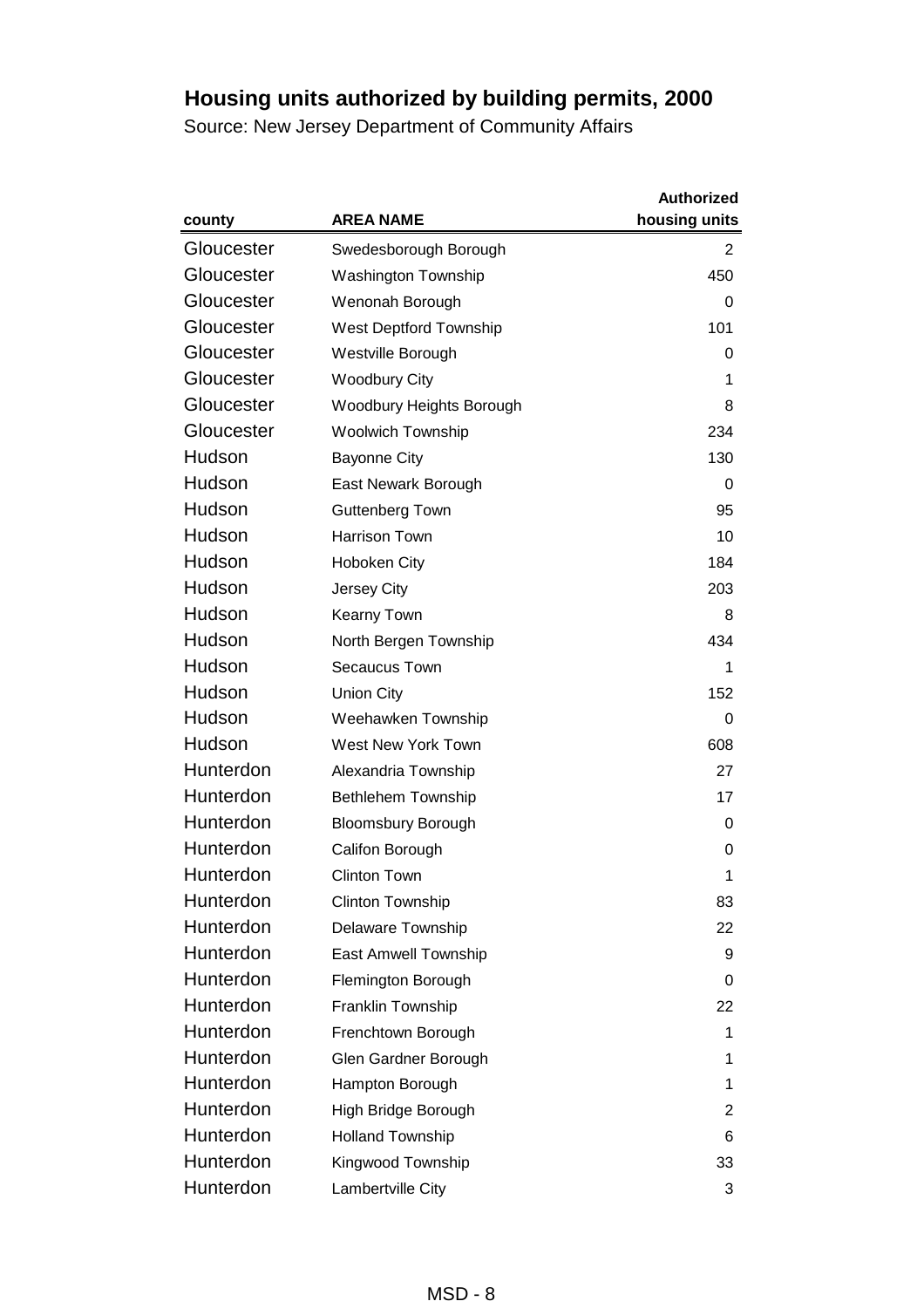## Housing units authorized by building permits, 2000

Source: New Jersey Department of Community Affairs

| county | AREA NAME | Authorized housing units |
|---|---|---|
| Gloucester | Swedesborough Borough | 2 |
| Gloucester | Washington Township | 450 |
| Gloucester | Wenonah Borough | 0 |
| Gloucester | West Deptford Township | 101 |
| Gloucester | Westville Borough | 0 |
| Gloucester | Woodbury City | 1 |
| Gloucester | Woodbury Heights Borough | 8 |
| Gloucester | Woolwich Township | 234 |
| Hudson | Bayonne City | 130 |
| Hudson | East Newark Borough | 0 |
| Hudson | Guttenberg Town | 95 |
| Hudson | Harrison Town | 10 |
| Hudson | Hoboken City | 184 |
| Hudson | Jersey City | 203 |
| Hudson | Kearny Town | 8 |
| Hudson | North Bergen Township | 434 |
| Hudson | Secaucus Town | 1 |
| Hudson | Union City | 152 |
| Hudson | Weehawken Township | 0 |
| Hudson | West New York Town | 608 |
| Hunterdon | Alexandria Township | 27 |
| Hunterdon | Bethlehem Township | 17 |
| Hunterdon | Bloomsbury Borough | 0 |
| Hunterdon | Califon Borough | 0 |
| Hunterdon | Clinton Town | 1 |
| Hunterdon | Clinton Township | 83 |
| Hunterdon | Delaware Township | 22 |
| Hunterdon | East Amwell Township | 9 |
| Hunterdon | Flemington Borough | 0 |
| Hunterdon | Franklin Township | 22 |
| Hunterdon | Frenchtown Borough | 1 |
| Hunterdon | Glen Gardner Borough | 1 |
| Hunterdon | Hampton Borough | 1 |
| Hunterdon | High Bridge Borough | 2 |
| Hunterdon | Holland Township | 6 |
| Hunterdon | Kingwood Township | 33 |
| Hunterdon | Lambertville City | 3 |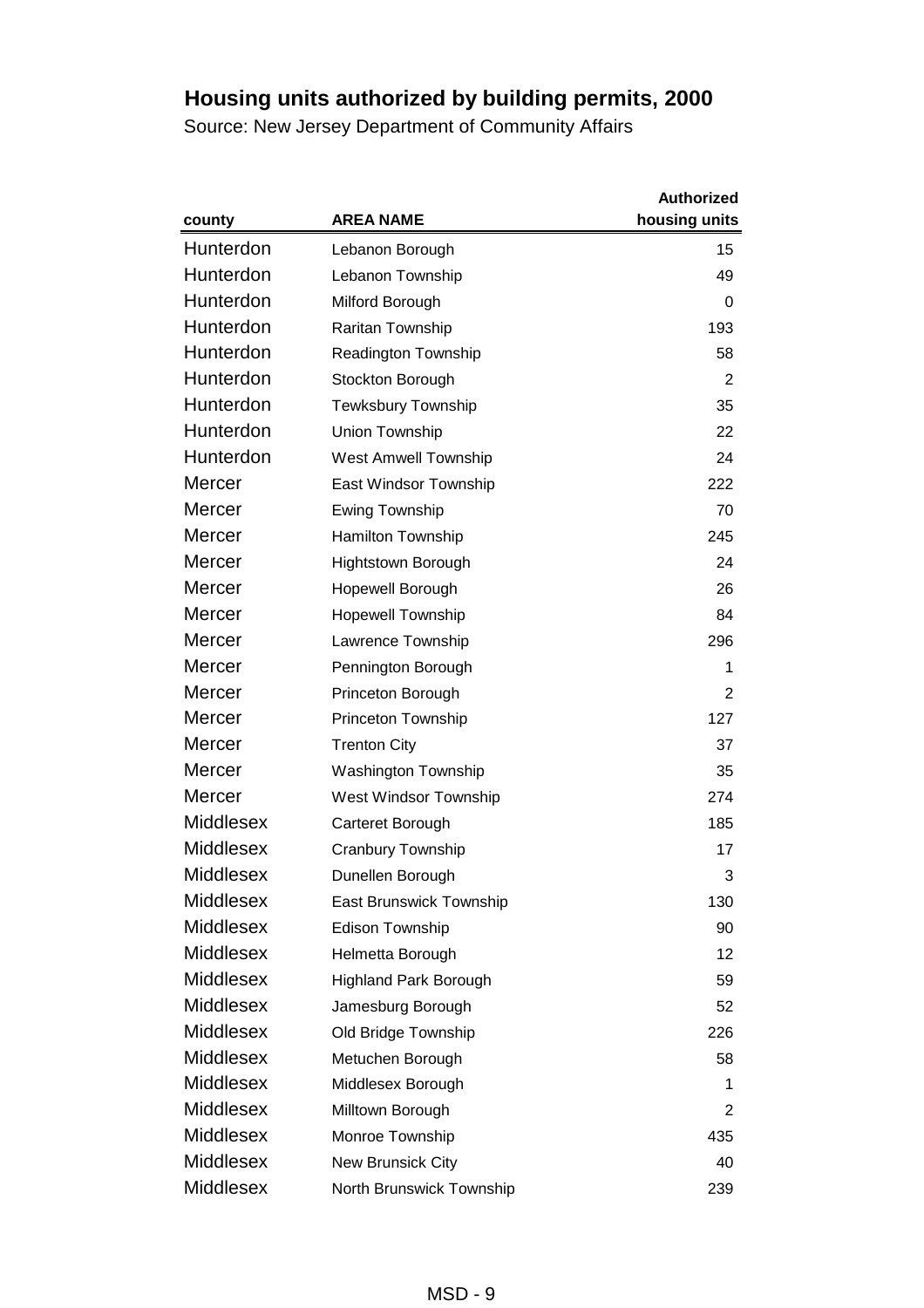# Housing units authorized by building permits, 2000

Source: New Jersey Department of Community Affairs

| county | AREA NAME | Authorized housing units |
|---|---|---|
| Hunterdon | Lebanon Borough | 15 |
| Hunterdon | Lebanon Township | 49 |
| Hunterdon | Milford Borough | 0 |
| Hunterdon | Raritan Township | 193 |
| Hunterdon | Readington Township | 58 |
| Hunterdon | Stockton Borough | 2 |
| Hunterdon | Tewksbury Township | 35 |
| Hunterdon | Union Township | 22 |
| Hunterdon | West Amwell Township | 24 |
| Mercer | East Windsor Township | 222 |
| Mercer | Ewing Township | 70 |
| Mercer | Hamilton Township | 245 |
| Mercer | Hightstown Borough | 24 |
| Mercer | Hopewell Borough | 26 |
| Mercer | Hopewell Township | 84 |
| Mercer | Lawrence Township | 296 |
| Mercer | Pennington Borough | 1 |
| Mercer | Princeton Borough | 2 |
| Mercer | Princeton Township | 127 |
| Mercer | Trenton City | 37 |
| Mercer | Washington Township | 35 |
| Mercer | West Windsor Township | 274 |
| Middlesex | Carteret Borough | 185 |
| Middlesex | Cranbury Township | 17 |
| Middlesex | Dunellen Borough | 3 |
| Middlesex | East Brunswick Township | 130 |
| Middlesex | Edison Township | 90 |
| Middlesex | Helmetta Borough | 12 |
| Middlesex | Highland Park Borough | 59 |
| Middlesex | Jamesburg Borough | 52 |
| Middlesex | Old Bridge Township | 226 |
| Middlesex | Metuchen Borough | 58 |
| Middlesex | Middlesex Borough | 1 |
| Middlesex | Milltown Borough | 2 |
| Middlesex | Monroe Township | 435 |
| Middlesex | New Brunsick City | 40 |
| Middlesex | North Brunswick Township | 239 |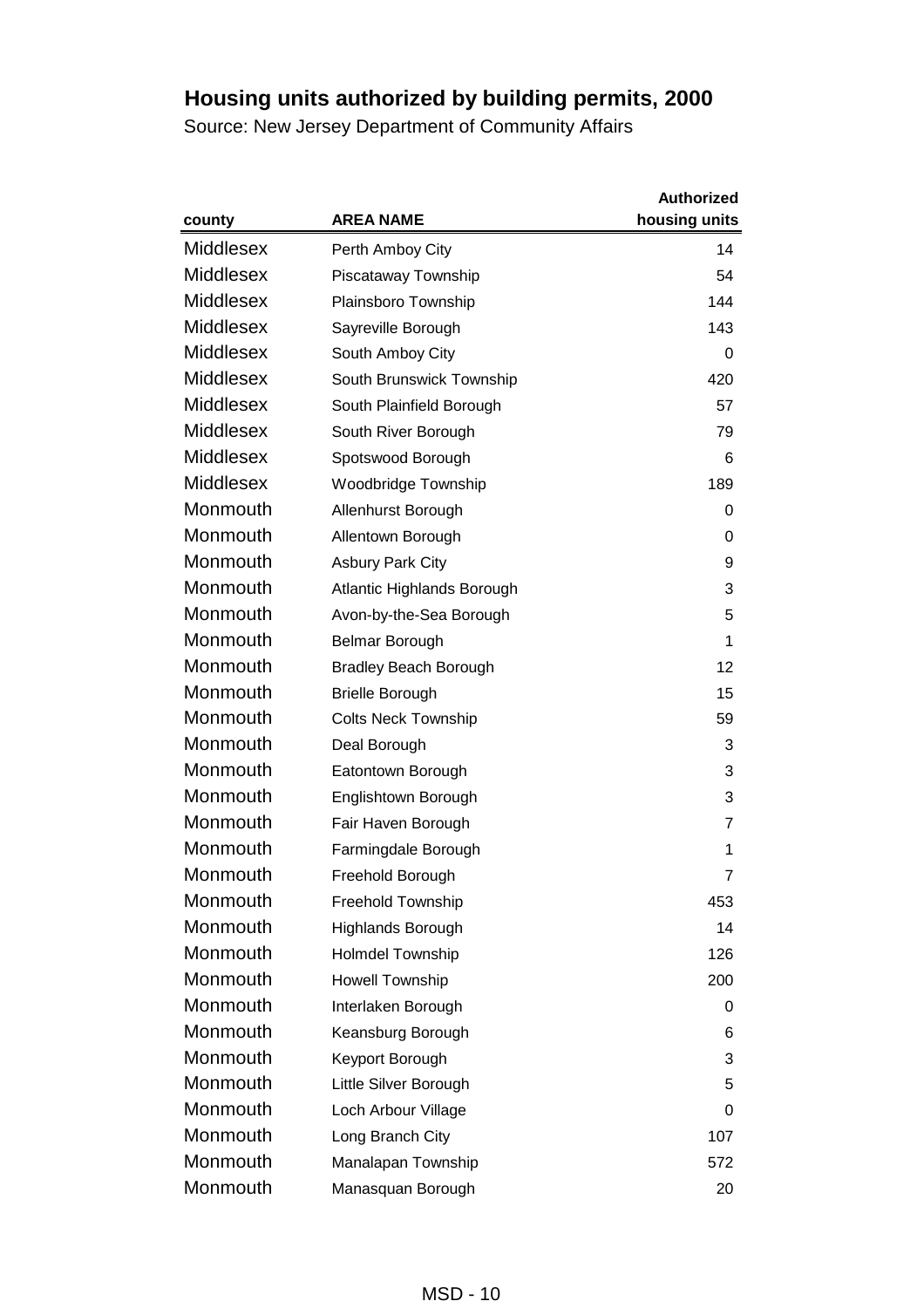# Housing units authorized by building permits, 2000

Source: New Jersey Department of Community Affairs

| county | AREA NAME | Authorized housing units |
|---|---|---|
| Middlesex | Perth Amboy City | 14 |
| Middlesex | Piscataway Township | 54 |
| Middlesex | Plainsboro Township | 144 |
| Middlesex | Sayreville Borough | 143 |
| Middlesex | South Amboy City | 0 |
| Middlesex | South Brunswick Township | 420 |
| Middlesex | South Plainfield Borough | 57 |
| Middlesex | South River Borough | 79 |
| Middlesex | Spotswood Borough | 6 |
| Middlesex | Woodbridge Township | 189 |
| Monmouth | Allenhurst Borough | 0 |
| Monmouth | Allentown Borough | 0 |
| Monmouth | Asbury Park City | 9 |
| Monmouth | Atlantic Highlands Borough | 3 |
| Monmouth | Avon-by-the-Sea Borough | 5 |
| Monmouth | Belmar Borough | 1 |
| Monmouth | Bradley Beach Borough | 12 |
| Monmouth | Brielle Borough | 15 |
| Monmouth | Colts Neck Township | 59 |
| Monmouth | Deal Borough | 3 |
| Monmouth | Eatontown Borough | 3 |
| Monmouth | Englishtown Borough | 3 |
| Monmouth | Fair Haven Borough | 7 |
| Monmouth | Farmingdale Borough | 1 |
| Monmouth | Freehold Borough | 7 |
| Monmouth | Freehold Township | 453 |
| Monmouth | Highlands Borough | 14 |
| Monmouth | Holmdel Township | 126 |
| Monmouth | Howell Township | 200 |
| Monmouth | Interlaken Borough | 0 |
| Monmouth | Keansburg Borough | 6 |
| Monmouth | Keyport Borough | 3 |
| Monmouth | Little Silver Borough | 5 |
| Monmouth | Loch Arbour Village | 0 |
| Monmouth | Long Branch City | 107 |
| Monmouth | Manalapan Township | 572 |
| Monmouth | Manasquan Borough | 20 |

MSD - 10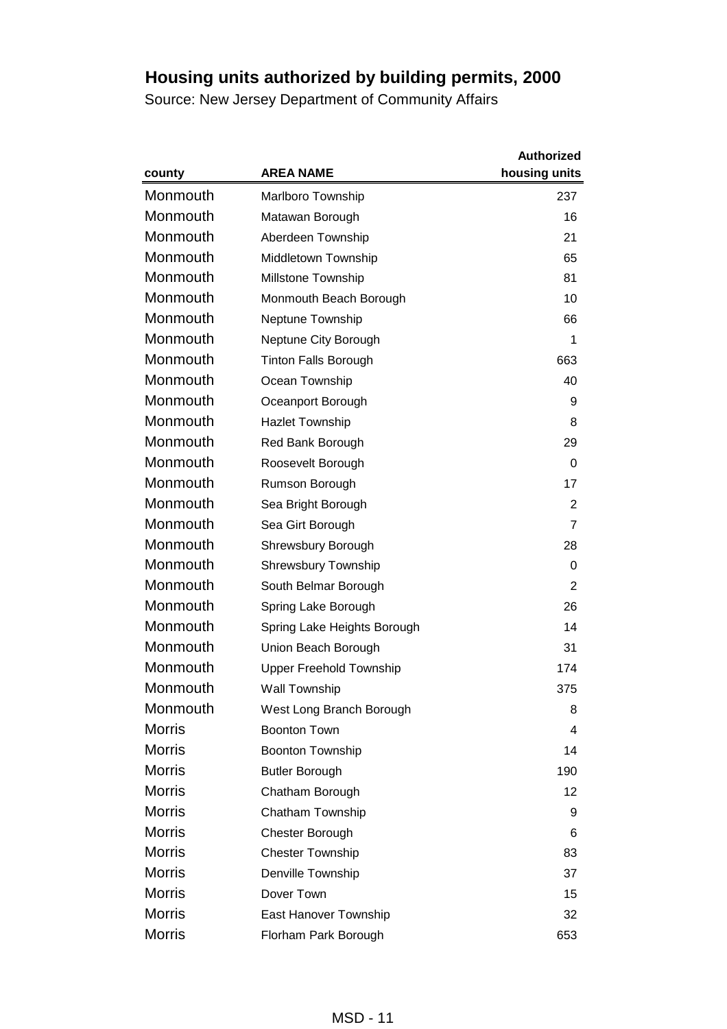# Housing units authorized by building permits, 2000

Source: New Jersey Department of Community Affairs

| county | AREA NAME | Authorized housing units |
|---|---|---|
| Monmouth | Marlboro Township | 237 |
| Monmouth | Matawan Borough | 16 |
| Monmouth | Aberdeen Township | 21 |
| Monmouth | Middletown Township | 65 |
| Monmouth | Millstone Township | 81 |
| Monmouth | Monmouth Beach Borough | 10 |
| Monmouth | Neptune Township | 66 |
| Monmouth | Neptune City Borough | 1 |
| Monmouth | Tinton Falls Borough | 663 |
| Monmouth | Ocean Township | 40 |
| Monmouth | Oceanport Borough | 9 |
| Monmouth | Hazlet Township | 8 |
| Monmouth | Red Bank Borough | 29 |
| Monmouth | Roosevelt Borough | 0 |
| Monmouth | Rumson Borough | 17 |
| Monmouth | Sea Bright Borough | 2 |
| Monmouth | Sea Girt Borough | 7 |
| Monmouth | Shrewsbury Borough | 28 |
| Monmouth | Shrewsbury Township | 0 |
| Monmouth | South Belmar Borough | 2 |
| Monmouth | Spring Lake Borough | 26 |
| Monmouth | Spring Lake Heights Borough | 14 |
| Monmouth | Union Beach Borough | 31 |
| Monmouth | Upper Freehold Township | 174 |
| Monmouth | Wall Township | 375 |
| Monmouth | West Long Branch Borough | 8 |
| Morris | Boonton Town | 4 |
| Morris | Boonton Township | 14 |
| Morris | Butler Borough | 190 |
| Morris | Chatham Borough | 12 |
| Morris | Chatham Township | 9 |
| Morris | Chester Borough | 6 |
| Morris | Chester Township | 83 |
| Morris | Denville Township | 37 |
| Morris | Dover Town | 15 |
| Morris | East Hanover Township | 32 |
| Morris | Florham Park Borough | 653 |

MSD - 11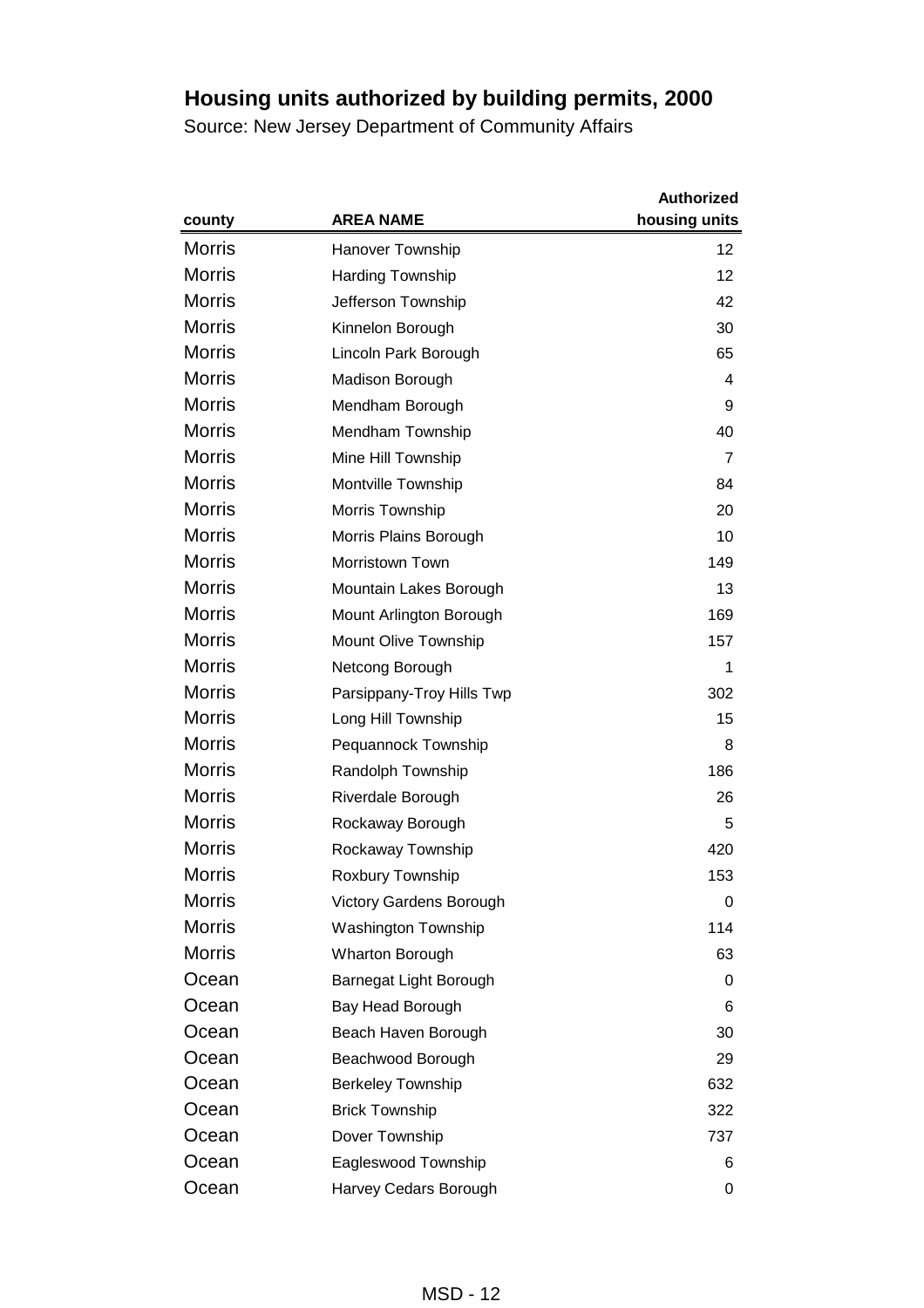# Housing units authorized by building permits, 2000

Source: New Jersey Department of Community Affairs

| county | AREA NAME | Authorized housing units |
|---|---|---|
| Morris | Hanover Township | 12 |
| Morris | Harding Township | 12 |
| Morris | Jefferson Township | 42 |
| Morris | Kinnelon Borough | 30 |
| Morris | Lincoln Park Borough | 65 |
| Morris | Madison Borough | 4 |
| Morris | Mendham Borough | 9 |
| Morris | Mendham Township | 40 |
| Morris | Mine Hill Township | 7 |
| Morris | Montville Township | 84 |
| Morris | Morris Township | 20 |
| Morris | Morris Plains Borough | 10 |
| Morris | Morristown Town | 149 |
| Morris | Mountain Lakes Borough | 13 |
| Morris | Mount Arlington Borough | 169 |
| Morris | Mount Olive Township | 157 |
| Morris | Netcong Borough | 1 |
| Morris | Parsippany-Troy Hills Twp | 302 |
| Morris | Long Hill Township | 15 |
| Morris | Pequannock Township | 8 |
| Morris | Randolph Township | 186 |
| Morris | Riverdale Borough | 26 |
| Morris | Rockaway Borough | 5 |
| Morris | Rockaway Township | 420 |
| Morris | Roxbury Township | 153 |
| Morris | Victory Gardens Borough | 0 |
| Morris | Washington Township | 114 |
| Morris | Wharton Borough | 63 |
| Ocean | Barnegat Light Borough | 0 |
| Ocean | Bay Head Borough | 6 |
| Ocean | Beach Haven Borough | 30 |
| Ocean | Beachwood Borough | 29 |
| Ocean | Berkeley Township | 632 |
| Ocean | Brick Township | 322 |
| Ocean | Dover Township | 737 |
| Ocean | Eagleswood Township | 6 |
| Ocean | Harvey Cedars Borough | 0 |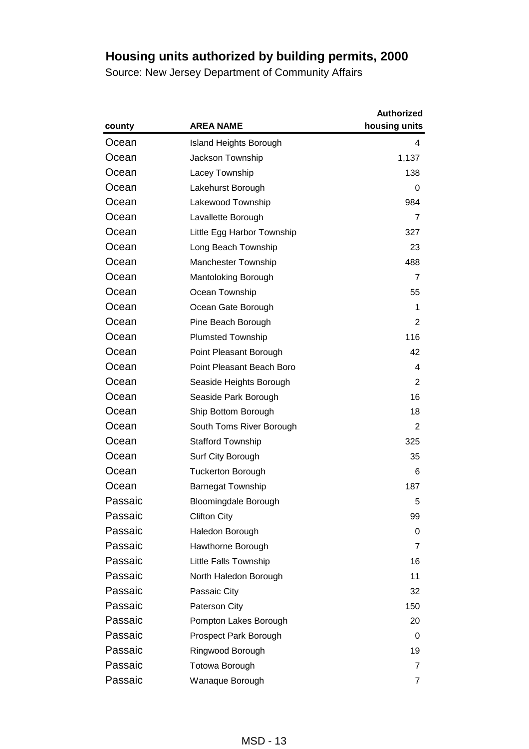## Housing units authorized by building permits, 2000

Source: New Jersey Department of Community Affairs

| county | AREA NAME | Authorized housing units |
|---|---|---|
| Ocean | Island Heights Borough | 4 |
| Ocean | Jackson Township | 1,137 |
| Ocean | Lacey Township | 138 |
| Ocean | Lakehurst Borough | 0 |
| Ocean | Lakewood Township | 984 |
| Ocean | Lavallette Borough | 7 |
| Ocean | Little Egg Harbor Township | 327 |
| Ocean | Long Beach Township | 23 |
| Ocean | Manchester Township | 488 |
| Ocean | Mantoloking Borough | 7 |
| Ocean | Ocean Township | 55 |
| Ocean | Ocean Gate Borough | 1 |
| Ocean | Pine Beach Borough | 2 |
| Ocean | Plumsted Township | 116 |
| Ocean | Point Pleasant Borough | 42 |
| Ocean | Point Pleasant Beach Boro | 4 |
| Ocean | Seaside Heights Borough | 2 |
| Ocean | Seaside Park Borough | 16 |
| Ocean | Ship Bottom Borough | 18 |
| Ocean | South Toms River Borough | 2 |
| Ocean | Stafford Township | 325 |
| Ocean | Surf City Borough | 35 |
| Ocean | Tuckerton Borough | 6 |
| Ocean | Barnegat Township | 187 |
| Passaic | Bloomingdale Borough | 5 |
| Passaic | Clifton City | 99 |
| Passaic | Haledon Borough | 0 |
| Passaic | Hawthorne Borough | 7 |
| Passaic | Little Falls Township | 16 |
| Passaic | North Haledon Borough | 11 |
| Passaic | Passaic City | 32 |
| Passaic | Paterson City | 150 |
| Passaic | Pompton Lakes Borough | 20 |
| Passaic | Prospect Park Borough | 0 |
| Passaic | Ringwood Borough | 19 |
| Passaic | Totowa Borough | 7 |
| Passaic | Wanaque Borough | 7 |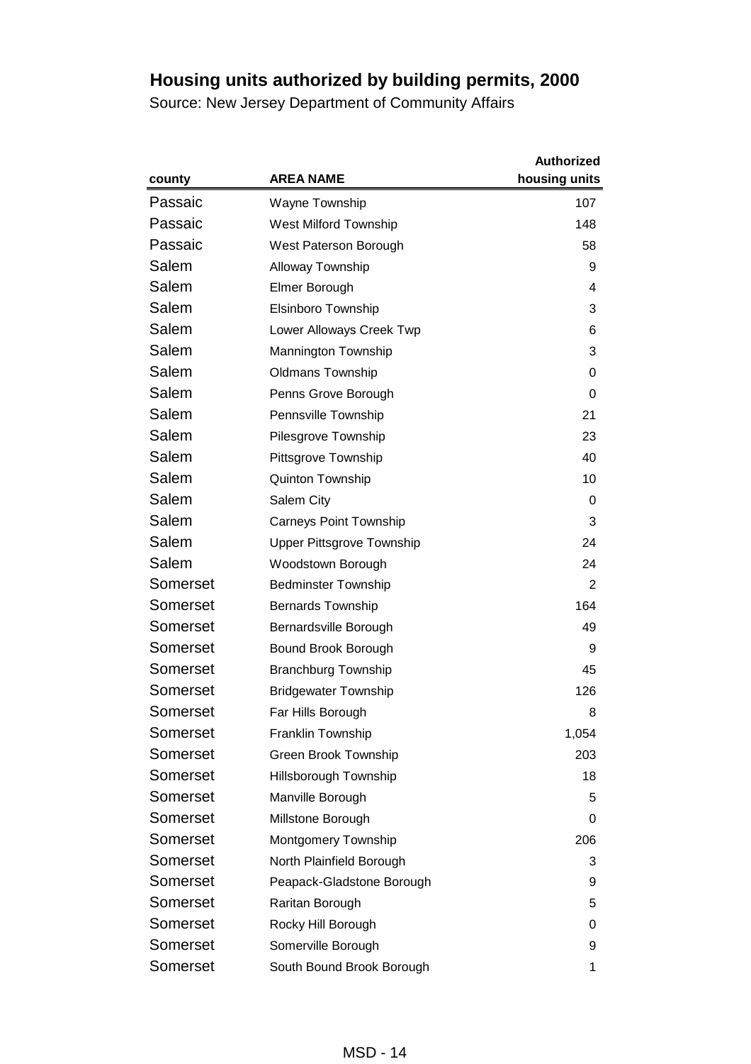# Housing units authorized by building permits, 2000

Source: New Jersey Department of Community Affairs

| county | AREA NAME | Authorized housing units |
|---|---|---|
| Passaic | Wayne Township | 107 |
| Passaic | West Milford Township | 148 |
| Passaic | West Paterson Borough | 58 |
| Salem | Alloway Township | 9 |
| Salem | Elmer Borough | 4 |
| Salem | Elsinboro Township | 3 |
| Salem | Lower Alloways Creek Twp | 6 |
| Salem | Mannington Township | 3 |
| Salem | Oldmans Township | 0 |
| Salem | Penns Grove Borough | 0 |
| Salem | Pennsville Township | 21 |
| Salem | Pilesgrove Township | 23 |
| Salem | Pittsgrove Township | 40 |
| Salem | Quinton Township | 10 |
| Salem | Salem City | 0 |
| Salem | Carneys Point Township | 3 |
| Salem | Upper Pittsgrove Township | 24 |
| Salem | Woodstown Borough | 24 |
| Somerset | Bedminster Township | 2 |
| Somerset | Bernards Township | 164 |
| Somerset | Bernardsville Borough | 49 |
| Somerset | Bound Brook Borough | 9 |
| Somerset | Branchburg Township | 45 |
| Somerset | Bridgewater Township | 126 |
| Somerset | Far Hills Borough | 8 |
| Somerset | Franklin Township | 1,054 |
| Somerset | Green Brook Township | 203 |
| Somerset | Hillsborough Township | 18 |
| Somerset | Manville Borough | 5 |
| Somerset | Millstone Borough | 0 |
| Somerset | Montgomery Township | 206 |
| Somerset | North Plainfield Borough | 3 |
| Somerset | Peapack-Gladstone Borough | 9 |
| Somerset | Raritan Borough | 5 |
| Somerset | Rocky Hill Borough | 0 |
| Somerset | Somerville Borough | 9 |
| Somerset | South Bound Brook Borough | 1 |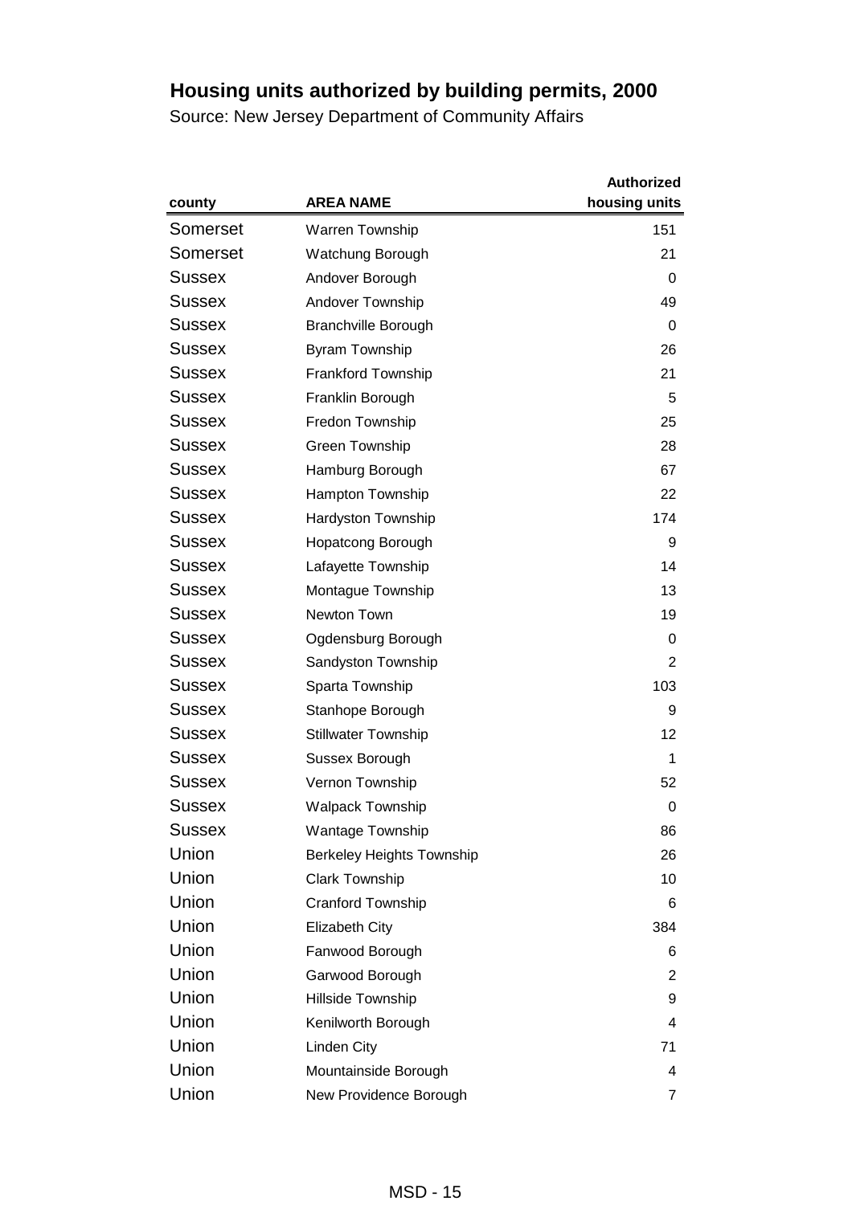## Housing units authorized by building permits, 2000

Source: New Jersey Department of Community Affairs

| county | AREA NAME | Authorized housing units |
|---|---|---|
| Somerset | Warren Township | 151 |
| Somerset | Watchung Borough | 21 |
| Sussex | Andover Borough | 0 |
| Sussex | Andover Township | 49 |
| Sussex | Branchville Borough | 0 |
| Sussex | Byram Township | 26 |
| Sussex | Frankford Township | 21 |
| Sussex | Franklin Borough | 5 |
| Sussex | Fredon Township | 25 |
| Sussex | Green Township | 28 |
| Sussex | Hamburg Borough | 67 |
| Sussex | Hampton Township | 22 |
| Sussex | Hardyston Township | 174 |
| Sussex | Hopatcong Borough | 9 |
| Sussex | Lafayette Township | 14 |
| Sussex | Montague Township | 13 |
| Sussex | Newton Town | 19 |
| Sussex | Ogdensburg Borough | 0 |
| Sussex | Sandyston Township | 2 |
| Sussex | Sparta Township | 103 |
| Sussex | Stanhope Borough | 9 |
| Sussex | Stillwater Township | 12 |
| Sussex | Sussex Borough | 1 |
| Sussex | Vernon Township | 52 |
| Sussex | Walpack Township | 0 |
| Sussex | Wantage Township | 86 |
| Union | Berkeley Heights Township | 26 |
| Union | Clark Township | 10 |
| Union | Cranford Township | 6 |
| Union | Elizabeth City | 384 |
| Union | Fanwood Borough | 6 |
| Union | Garwood Borough | 2 |
| Union | Hillside Township | 9 |
| Union | Kenilworth Borough | 4 |
| Union | Linden City | 71 |
| Union | Mountainside Borough | 4 |
| Union | New Providence Borough | 7 |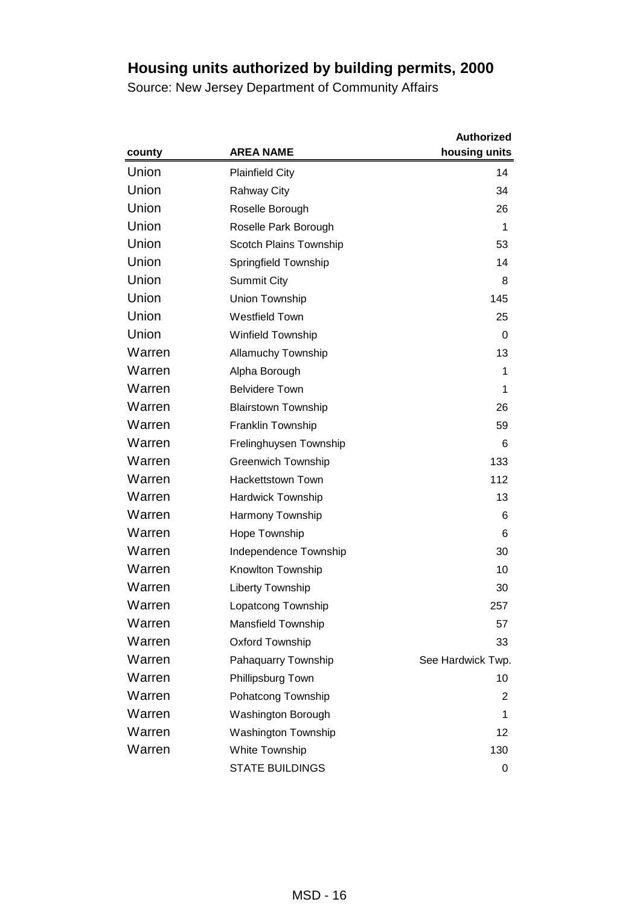# Housing units authorized by building permits, 2000

Source: New Jersey Department of Community Affairs

| county | AREA NAME | Authorized housing units |
|---|---|---|
| Union | Plainfield City | 14 |
| Union | Rahway City | 34 |
| Union | Roselle Borough | 26 |
| Union | Roselle Park Borough | 1 |
| Union | Scotch Plains Township | 53 |
| Union | Springfield Township | 14 |
| Union | Summit City | 8 |
| Union | Union Township | 145 |
| Union | Westfield Town | 25 |
| Union | Winfield Township | 0 |
| Warren | Allamuchy Township | 13 |
| Warren | Alpha Borough | 1 |
| Warren | Belvidere Town | 1 |
| Warren | Blairstown Township | 26 |
| Warren | Franklin Township | 59 |
| Warren | Frelinghuysen Township | 6 |
| Warren | Greenwich Township | 133 |
| Warren | Hackettstown Town | 112 |
| Warren | Hardwick Township | 13 |
| Warren | Harmony Township | 6 |
| Warren | Hope Township | 6 |
| Warren | Independence Township | 30 |
| Warren | Knowlton Township | 10 |
| Warren | Liberty Township | 30 |
| Warren | Lopatcong Township | 257 |
| Warren | Mansfield Township | 57 |
| Warren | Oxford Township | 33 |
| Warren | Pahaquarry Township | See Hardwick Twp. |
| Warren | Phillipsburg Town | 10 |
| Warren | Pohatcong Township | 2 |
| Warren | Washington Borough | 1 |
| Warren | Washington Township | 12 |
| Warren | White Township | 130 |
| | STATE BUILDINGS | 0 |